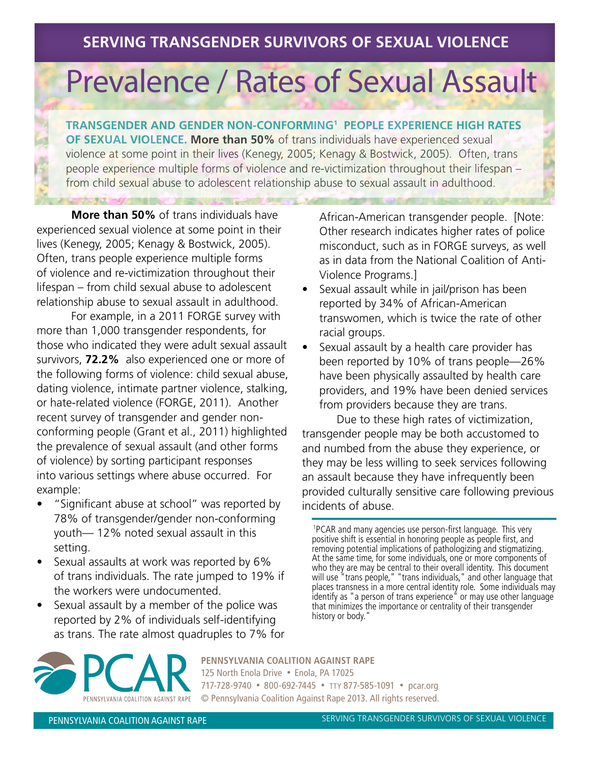## SERVING TRANSGENDER SURVIVORS OF SEXUAL VIOLENCE

# Prevalence / Rates of Sexual Assault

**TRANSGENDER AND GENDER NON-CONFORMING[1] PEOPLE EXPERIENCE HIGH RATES OF SEXUAL VIOLENCE. More than 50%** of trans individuals have experienced sexual violence at some point in their lives (Kenegy, 2005; Kenagy & Bostwick, 2005). Often, trans people experience multiple forms of violence and re-victimization throughout their lifespan – from child sexual abuse to adolescent relationship abuse to sexual assault in adulthood.

**More than 50%** of trans individuals have experienced sexual violence at some point in their lives (Kenegy, 2005; Kenagy & Bostwick, 2005). Often, trans people experience multiple forms of violence and re-victimization throughout their lifespan – from child sexual abuse to adolescent relationship abuse to sexual assault in adulthood.

For example, in a 2011 FORGE survey with more than 1,000 transgender respondents, for those who indicated they were adult sexual assault survivors, **72.2%** also experienced one or more of the following forms of violence: child sexual abuse, dating violence, intimate partner violence, stalking, or hate-related violence (FORGE, 2011). Another recent survey of transgender and gender non-conforming people (Grant et al., 2011) highlighted the prevalence of sexual assault (and other forms of violence) by sorting participant responses into various settings where abuse occurred. For example:

- "Significant abuse at school" was reported by 78% of transgender/gender non-conforming youth— 12% noted sexual assault in this setting.
- Sexual assaults at work was reported by 6% of trans individuals. The rate jumped to 19% if the workers were undocumented.
- Sexual assault by a member of the police was reported by 2% of individuals self-identifying as trans. The rate almost quadruples to 7% for African-American transgender people. [Note: Other research indicates higher rates of police misconduct, such as in FORGE surveys, as well as in data from the National Coalition of Anti-Violence Programs.]
- Sexual assault while in jail/prison has been reported by 34% of African-American transwomen, which is twice the rate of other racial groups.
- Sexual assault by a health care provider has been reported by 10% of trans people—26% have been physically assaulted by health care providers, and 19% have been denied services from providers because they are trans.

Due to these high rates of victimization, transgender people may be both accustomed to and numbed from the abuse they experience, or they may be less willing to seek services following an assault because they have infrequently been provided culturally sensitive care following previous incidents of abuse.

[1]PCAR and many agencies use person-first language. This very positive shift is essential in honoring people as people first, and removing potential implications of pathologizing and stigmatizing. At the same time, for some individuals, one or more components of who they are may be central to their overall identity. This document will use "trans people," "trans individuals," and other language that places transness in a more central identity role. Some individuals may identify as "a person of trans experience" or may use other language that minimizes the importance or centrality of their transgender history or body."

**PENNSYLVANIA COALITION AGAINST RAPE**
125 North Enola Drive • Enola, PA 17025
717-728-9740 • 800-692-7445 • TTY 877-585-1091 • pcar.org
© Pennsylvania Coalition Against Rape 2013. All rights reserved.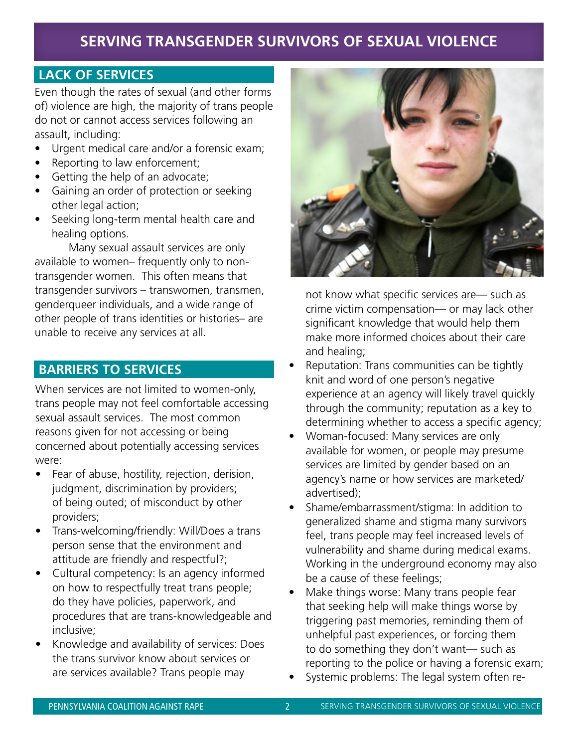# SERVING TRANSGENDER SURVIVORS OF SEXUAL VIOLENCE

## LACK OF SERVICES

Even though the rates of sexual (and other forms of) violence are high, the majority of trans people do not or cannot access services following an assault, including:

- Urgent medical care and/or a forensic exam;
- Reporting to law enforcement;
- Getting the help of an advocate;
- Gaining an order of protection or seeking other legal action;
- Seeking long-term mental health care and healing options.

Many sexual assault services are only available to women– frequently only to non-transgender women. This often means that transgender survivors – transwomen, transmen, genderqueer individuals, and a wide range of other people of trans identities or histories– are unable to receive any services at all.

## BARRIERS TO SERVICES

When services are not limited to women-only, trans people may not feel comfortable accessing sexual assault services. The most common reasons given for not accessing or being concerned about potentially accessing services were:

- Fear of abuse, hostility, rejection, derision, judgment, discrimination by providers; of being outed; of misconduct by other providers;
- Trans-welcoming/friendly: Will/Does a trans person sense that the environment and attitude are friendly and respectful?;
- Cultural competency: Is an agency informed on how to respectfully treat trans people; do they have policies, paperwork, and procedures that are trans-knowledgeable and inclusive;
- Knowledge and availability of services: Does the trans survivor know about services or are services available? Trans people may not know what specific services are— such as crime victim compensation— or may lack other significant knowledge that would help them make more informed choices about their care and healing;
- Reputation: Trans communities can be tightly knit and word of one person's negative experience at an agency will likely travel quickly through the community; reputation as a key to determining whether to access a specific agency;
- Woman-focused: Many services are only available for women, or people may presume services are limited by gender based on an agency's name or how services are marketed/ advertised);
- Shame/embarrassment/stigma: In addition to generalized shame and stigma many survivors feel, trans people may feel increased levels of vulnerability and shame during medical exams. Working in the underground economy may also be a cause of these feelings;
- Make things worse: Many trans people fear that seeking help will make things worse by triggering past memories, reminding them of unhelpful past experiences, or forcing them to do something they don't want— such as reporting to the police or having a forensic exam;
- Systemic problems: The legal system often re-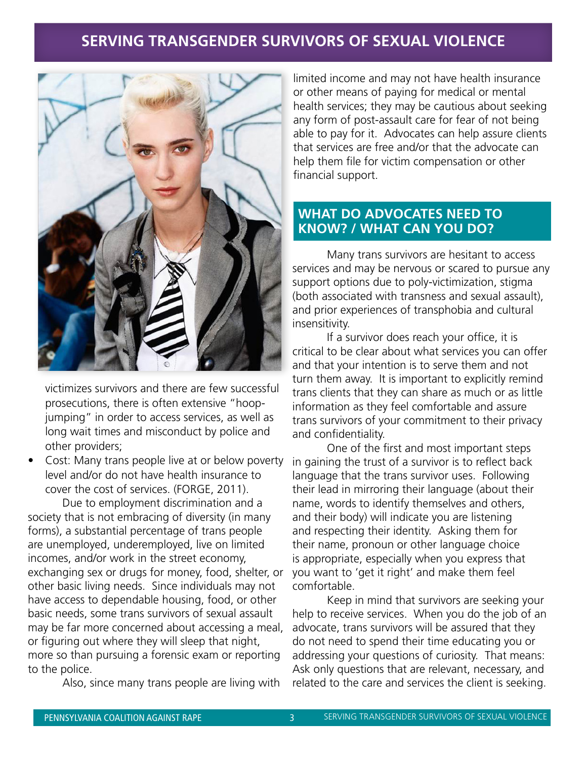victimizes survivors and there are few successful prosecutions, there is often extensive "hoop-jumping" in order to access services, as well as long wait times and misconduct by police and other providers;

- Cost: Many trans people live at or below poverty level and/or do not have health insurance to cover the cost of services. (FORGE, 2011).

Due to employment discrimination and a society that is not embracing of diversity (in many forms), a substantial percentage of trans people are unemployed, underemployed, live on limited incomes, and/or work in the street economy, exchanging sex or drugs for money, food, shelter, or other basic living needs. Since individuals may not have access to dependable housing, food, or other basic needs, some trans survivors of sexual assault may be far more concerned about accessing a meal, or figuring out where they will sleep that night, more so than pursuing a forensic exam or reporting to the police.

Also, since many trans people are living with limited income and may not have health insurance or other means of paying for medical or mental health services; they may be cautious about seeking any form of post-assault care for fear of not being able to pay for it. Advocates can help assure clients that services are free and/or that the advocate can help them file for victim compensation or other financial support.

## WHAT DO ADVOCATES NEED TO KNOW? / WHAT CAN YOU DO?

Many trans survivors are hesitant to access services and may be nervous or scared to pursue any support options due to poly-victimization, stigma (both associated with transness and sexual assault), and prior experiences of transphobia and cultural insensitivity.

If a survivor does reach your office, it is critical to be clear about what services you can offer and that your intention is to serve them and not turn them away. It is important to explicitly remind trans clients that they can share as much or as little information as they feel comfortable and assure trans survivors of your commitment to their privacy and confidentiality.

One of the first and most important steps in gaining the trust of a survivor is to reflect back language that the trans survivor uses. Following their lead in mirroring their language (about their name, words to identify themselves and others, and their body) will indicate you are listening and respecting their identity. Asking them for their name, pronoun or other language choice is appropriate, especially when you express that you want to 'get it right' and make them feel comfortable.

Keep in mind that survivors are seeking your help to receive services. When you do the job of an advocate, trans survivors will be assured that they do not need to spend their time educating you or addressing your questions of curiosity. That means: Ask only questions that are relevant, necessary, and related to the care and services the client is seeking.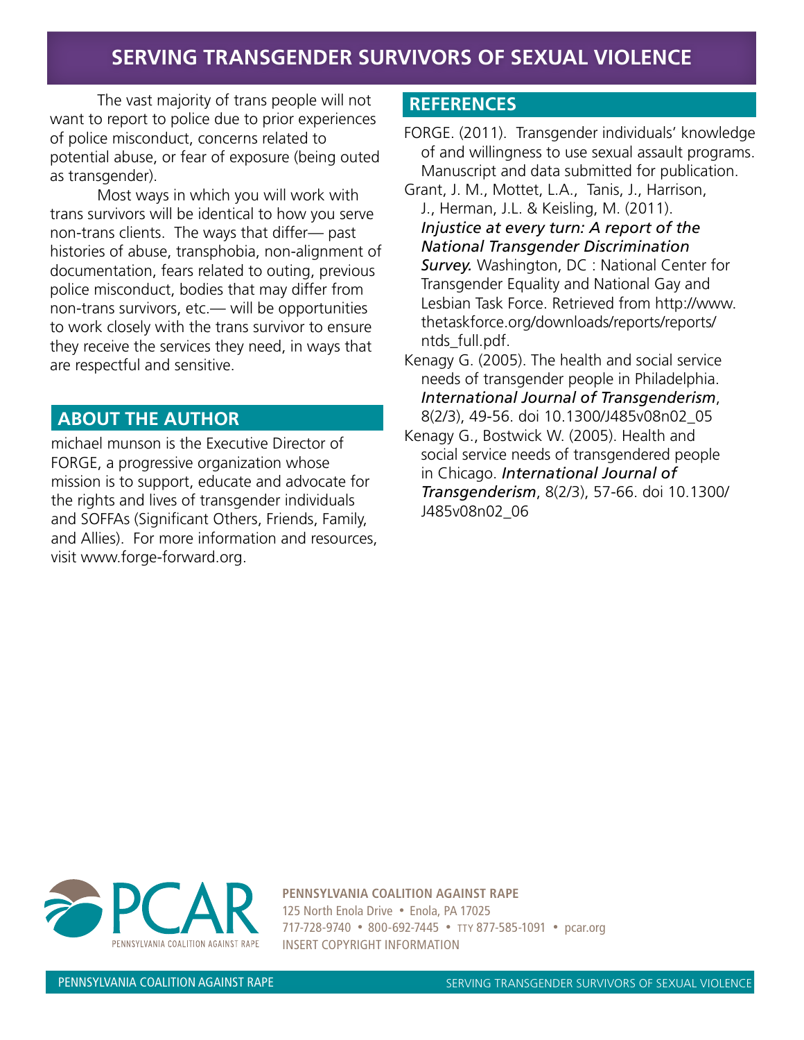The vast majority of trans people will not want to report to police due to prior experiences of police misconduct, concerns related to potential abuse, or fear of exposure (being outed as transgender).

Most ways in which you will work with trans survivors will be identical to how you serve non-trans clients. The ways that differ— past histories of abuse, transphobia, non-alignment of documentation, fears related to outing, previous police misconduct, bodies that may differ from non-trans survivors, etc.— will be opportunities to work closely with the trans survivor to ensure they receive the services they need, in ways that are respectful and sensitive.

## ABOUT THE AUTHOR

michael munson is the Executive Director of FORGE, a progressive organization whose mission is to support, educate and advocate for the rights and lives of transgender individuals and SOFFAs (Significant Others, Friends, Family, and Allies). For more information and resources, visit www.forge-forward.org.

## REFERENCES

FORGE. (2011). Transgender individuals' knowledge of and willingness to use sexual assault programs. Manuscript and data submitted for publication.

Grant, J. M., Mottet, L.A., Tanis, J., Harrison, J., Herman, J.L. & Keisling, M. (2011). ***Injustice at every turn: A report of the National Transgender Discrimination Survey.*** Washington, DC : National Center for Transgender Equality and National Gay and Lesbian Task Force. Retrieved from http://www.thetaskforce.org/downloads/reports/reports/ntds_full.pdf.

Kenagy G. (2005). The health and social service needs of transgender people in Philadelphia. *International Journal of Transgenderism*, 8(2/3), 49-56. doi 10.1300/J485v08n02_05

Kenagy G., Bostwick W. (2005). Health and social service needs of transgendered people in Chicago. *International Journal of Transgenderism*, 8(2/3), 57-66. doi 10.1300/J485v08n02_06

PCAR
PENNSYLVANIA COALITION AGAINST RAPE

**PENNSYLVANIA COALITION AGAINST RAPE**
125 North Enola Drive • Enola, PA 17025
717-728-9740 • 800-692-7445 • TTY 877-585-1091 • pcar.org
INSERT COPYRIGHT INFORMATION